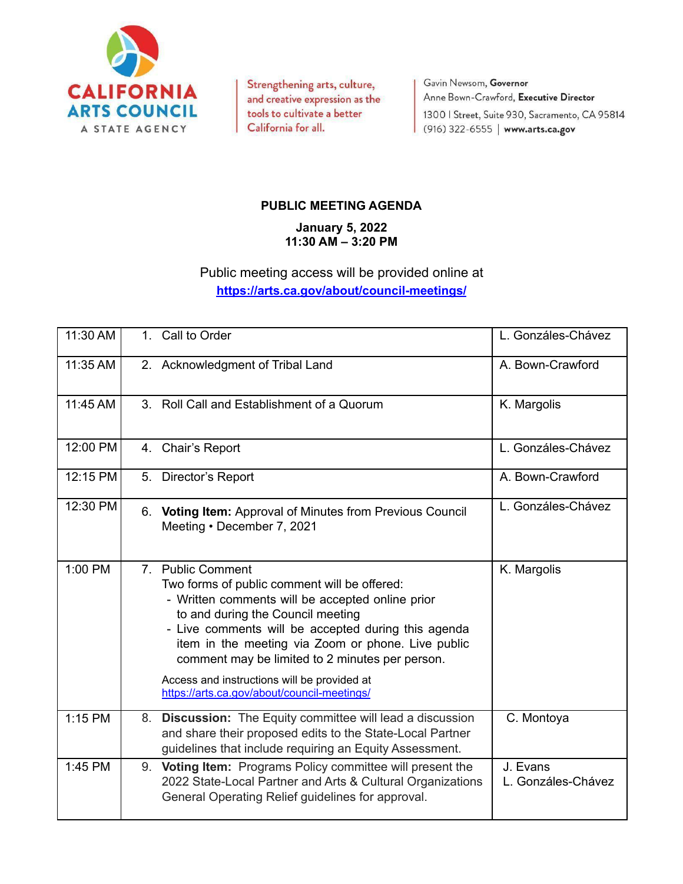CALIFORNIA ARTS COUNCIL
A STATE AGENCY

Strengthening arts, culture, and creative expression as the tools to cultivate a better California for all.

Gavin Newsom, **Governor**
Anne Bown-Crawford, **Executive Director**
1300 I Street, Suite 930, Sacramento, CA 95814
(916) 322-6555 | **www.arts.ca.gov**

## PUBLIC MEETING AGENDA

**January 5, 2022**
**11:30 AM – 3:20 PM**

Public meeting access will be provided online at
**https://arts.ca.gov/about/council-meetings/**

| | | |
|---|---|---|
| 11:30 AM | 1. Call to Order | L. Gonzáles-Chávez |
| 11:35 AM | 2. Acknowledgment of Tribal Land | A. Bown-Crawford |
| 11:45 AM | 3. Roll Call and Establishment of a Quorum | K. Margolis |
| 12:00 PM | 4. Chair's Report | L. Gonzáles-Chávez |
| 12:15 PM | 5. Director's Report | A. Bown-Crawford |
| 12:30 PM | 6. **Voting Item:** Approval of Minutes from Previous Council Meeting • December 7, 2021 | L. Gonzáles-Chávez |
| 1:00 PM | 7. Public Comment<br>Two forms of public comment will be offered:<br>- Written comments will be accepted online prior to and during the Council meeting<br>- Live comments will be accepted during this agenda item in the meeting via Zoom or phone. Live public comment may be limited to 2 minutes per person.<br><br>Access and instructions will be provided at https://arts.ca.gov/about/council-meetings/ | K. Margolis |
| 1:15 PM | 8. **Discussion:** The Equity committee will lead a discussion and share their proposed edits to the State-Local Partner guidelines that include requiring an Equity Assessment. | C. Montoya |
| 1:45 PM | 9. **Voting Item:** Programs Policy committee will present the 2022 State-Local Partner and Arts & Cultural Organizations General Operating Relief guidelines for approval. | J. Evans<br>L. Gonzáles-Chávez |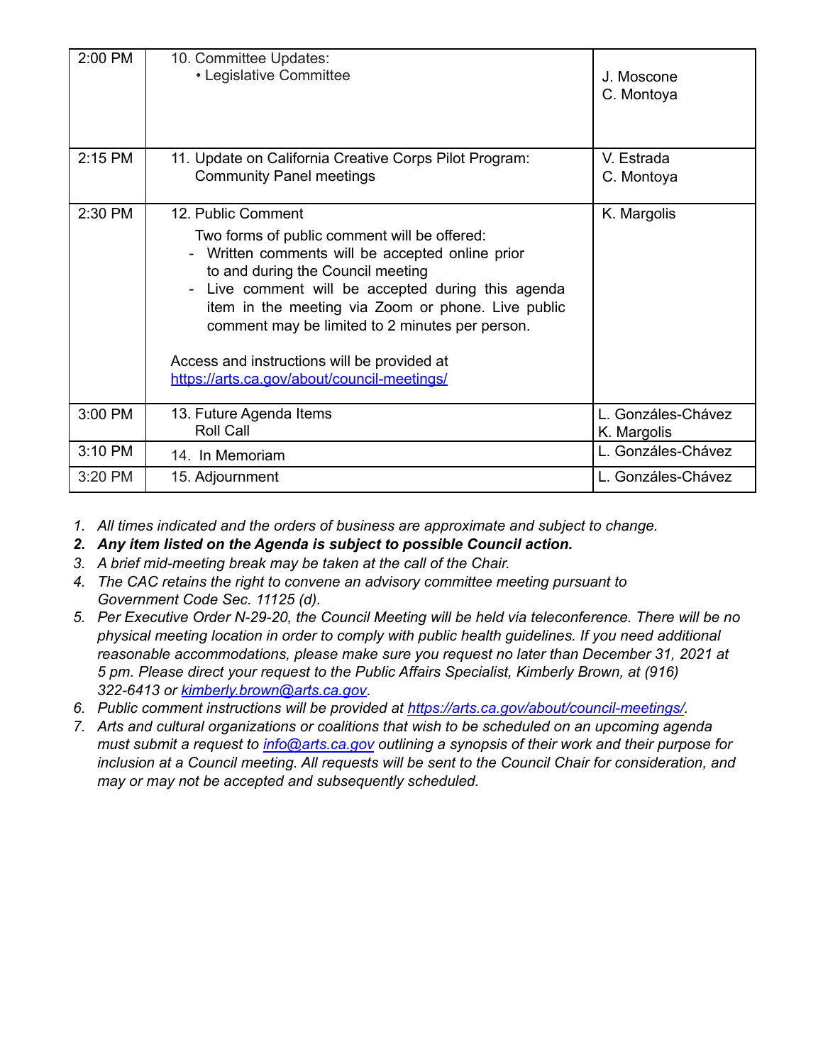| | | |
|---|---|---|
| 2:00 PM | 10. Committee Updates:<br>• Legislative Committee | J. Moscone<br>C. Montoya |
| 2:15 PM | 11. Update on California Creative Corps Pilot Program: Community Panel meetings | V. Estrada<br>C. Montoya |
| 2:30 PM | 12. Public Comment<br>Two forms of public comment will be offered:<br>- Written comments will be accepted online prior to and during the Council meeting<br>- Live comment will be accepted during this agenda item in the meeting via Zoom or phone. Live public comment may be limited to 2 minutes per person.<br><br>Access and instructions will be provided at [https://arts.ca.gov/about/council-meetings/](https://arts.ca.gov/about/council-meetings/) | K. Margolis |
| 3:00 PM | 13. Future Agenda Items<br>Roll Call | L. Gonzáles-Chávez<br>K. Margolis |
| 3:10 PM | 14. In Memoriam | L. Gonzáles-Chávez |
| 3:20 PM | 15. Adjournment | L. Gonzáles-Chávez |

1. *All times indicated and the orders of business are approximate and subject to change.*
2. ***Any item listed on the Agenda is subject to possible Council action.***
3. *A brief mid-meeting break may be taken at the call of the Chair.*
4. *The CAC retains the right to convene an advisory committee meeting pursuant to Government Code Sec. 11125 (d).*
5. *Per Executive Order N-29-20, the Council Meeting will be held via teleconference. There will be no physical meeting location in order to comply with public health guidelines. If you need additional reasonable accommodations, please make sure you request no later than December 31, 2021 at 5 pm. Please direct your request to the Public Affairs Specialist, Kimberly Brown, at (916) 322-6413 or [kimberly.brown@arts.ca.gov](mailto:kimberly.brown@arts.ca.gov).*
6. *Public comment instructions will be provided at [https://arts.ca.gov/about/council-meetings/](https://arts.ca.gov/about/council-meetings/).*
7. *Arts and cultural organizations or coalitions that wish to be scheduled on an upcoming agenda must submit a request to [info@arts.ca.gov](mailto:info@arts.ca.gov) outlining a synopsis of their work and their purpose for inclusion at a Council meeting. All requests will be sent to the Council Chair for consideration, and may or may not be accepted and subsequently scheduled.*